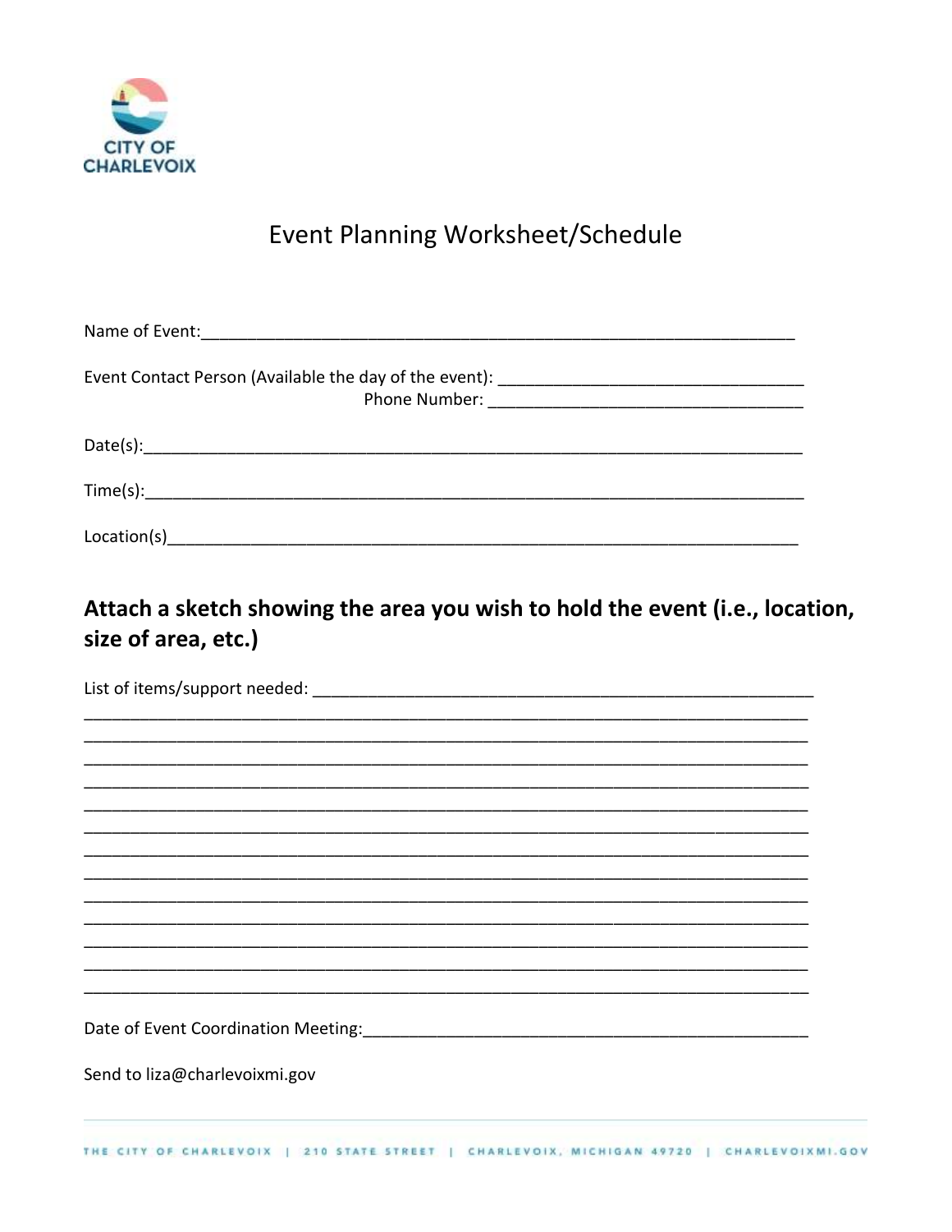CITY OF CHARLEVOIX

# Event Planning Worksheet/Schedule

Name of Event:____________________________________________________________________

Event Contact Person (Available the day of the event): _________________________________
Phone Number: _________________________________

Date(s):__________________________________________________________________________

Time(s):__________________________________________________________________________

Location(s)________________________________________________________________________

## Attach a sketch showing the area you wish to hold the event (i.e., location, size of area, etc.)

List of items/support needed: ______________________________________________________
__________________________________________________________________________________
__________________________________________________________________________________
__________________________________________________________________________________
__________________________________________________________________________________
__________________________________________________________________________________
__________________________________________________________________________________
__________________________________________________________________________________
__________________________________________________________________________________
__________________________________________________________________________________
__________________________________________________________________________________
__________________________________________________________________________________
__________________________________________________________________________________
__________________________________________________________________________________

Date of Event Coordination Meeting:__________________________________________________

Send to liza@charlevoixmi.gov

THE CITY OF CHARLEVOIX | 210 STATE STREET | CHARLEVOIX, MICHIGAN 49720 | CHARLEVOIXMI.GOV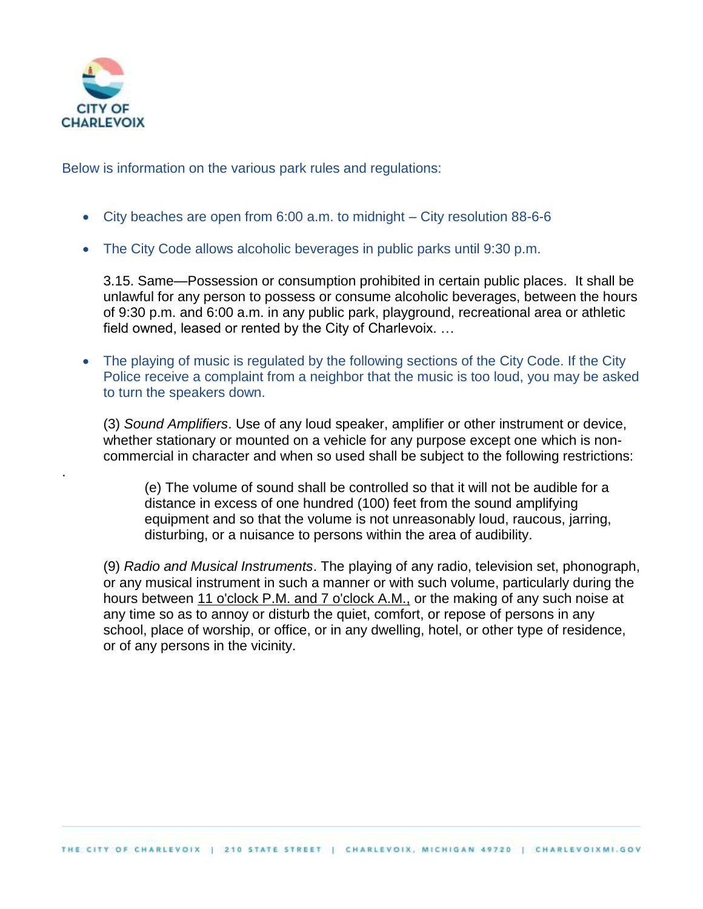CITY OF CHARLEVOIX

Below is information on the various park rules and regulations:

- City beaches are open from 6:00 a.m. to midnight – City resolution 88-6-6
- The City Code allows alcoholic beverages in public parks until 9:30 p.m.

  3.15. Same—Possession or consumption prohibited in certain public places. It shall be unlawful for any person to possess or consume alcoholic beverages, between the hours of 9:30 p.m. and 6:00 a.m. in any public park, playground, recreational area or athletic field owned, leased or rented by the City of Charlevoix. …

- The playing of music is regulated by the following sections of the City Code. If the City Police receive a complaint from a neighbor that the music is too loud, you may be asked to turn the speakers down.

  (3) *Sound Amplifiers*. Use of any loud speaker, amplifier or other instrument or device, whether stationary or mounted on a vehicle for any purpose except one which is non-commercial in character and when so used shall be subject to the following restrictions:

  > (e) The volume of sound shall be controlled so that it will not be audible for a distance in excess of one hundred (100) feet from the sound amplifying equipment and so that the volume is not unreasonably loud, raucous, jarring, disturbing, or a nuisance to persons within the area of audibility.

  (9) *Radio and Musical Instruments*. The playing of any radio, television set, phonograph, or any musical instrument in such a manner or with such volume, particularly during the hours between 11 o'clock P.M. and 7 o'clock A.M., or the making of any such noise at any time so as to annoy or disturb the quiet, comfort, or repose of persons in any school, place of worship, or office, or in any dwelling, hotel, or other type of residence, or of any persons in the vicinity.

THE CITY OF CHARLEVOIX | 210 STATE STREET | CHARLEVOIX, MICHIGAN 49720 | CHARLEVOIXMI.GOV